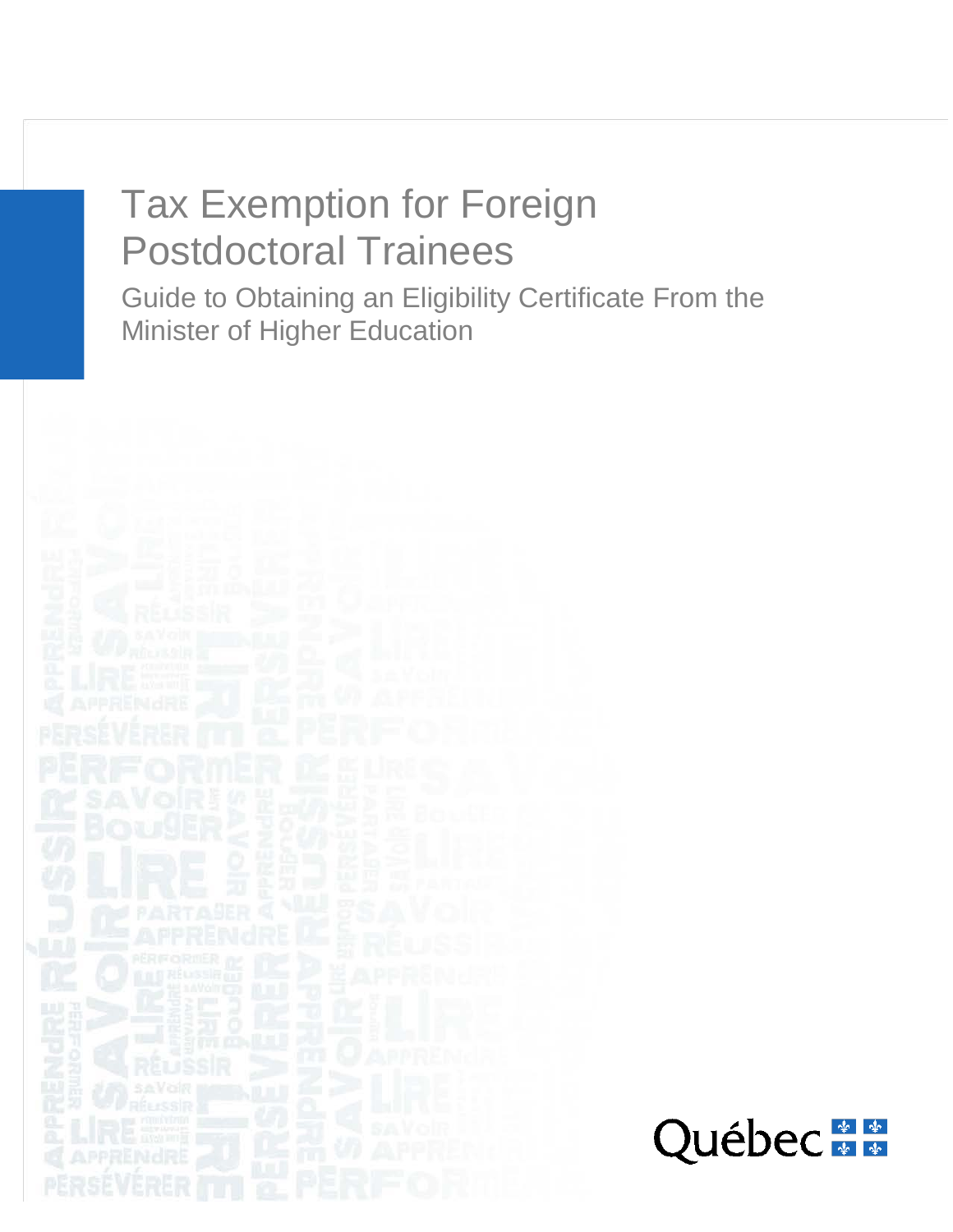# Tax Exemption for Foreign Postdoctoral Trainees

## Guide to Obtaining an Eligibility Certificate From the Minister of Higher Education

Québec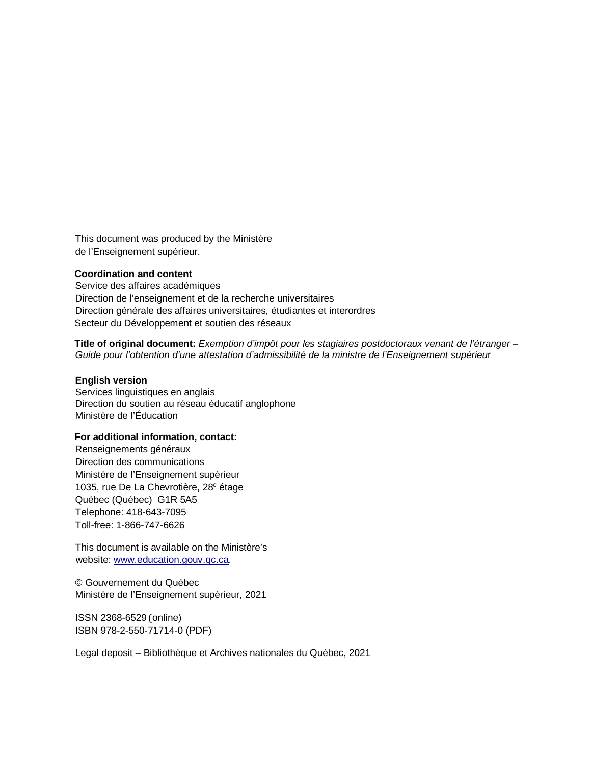This document was produced by the Ministère de l'Enseignement supérieur.

**Coordination and content**
Service des affaires académiques
Direction de l'enseignement et de la recherche universitaires
Direction générale des affaires universitaires, étudiantes et interordres
Secteur du Développement et soutien des réseaux

**Title of original document:** *Exemption d'impôt pour les stagiaires postdoctoraux venant de l'étranger – Guide pour l'obtention d'une attestation d'admissibilité de la ministre de l'Enseignement supérieur*

**English version**
Services linguistiques en anglais
Direction du soutien au réseau éducatif anglophone
Ministère de l'Éducation

**For additional information, contact:**
Renseignements généraux
Direction des communications
Ministère de l'Enseignement supérieur
1035, rue De La Chevrotière, 28e étage
Québec (Québec) G1R 5A5
Telephone: 418-643-7095
Toll-free: 1-866-747-6626

This document is available on the Ministère's website: [www.education.gouv.qc.ca](http://www.education.gouv.qc.ca).

© Gouvernement du Québec
Ministère de l'Enseignement supérieur, 2021

ISSN 2368-6529 (online)
ISBN 978-2-550-71714-0 (PDF)

Legal deposit – Bibliothèque et Archives nationales du Québec, 2021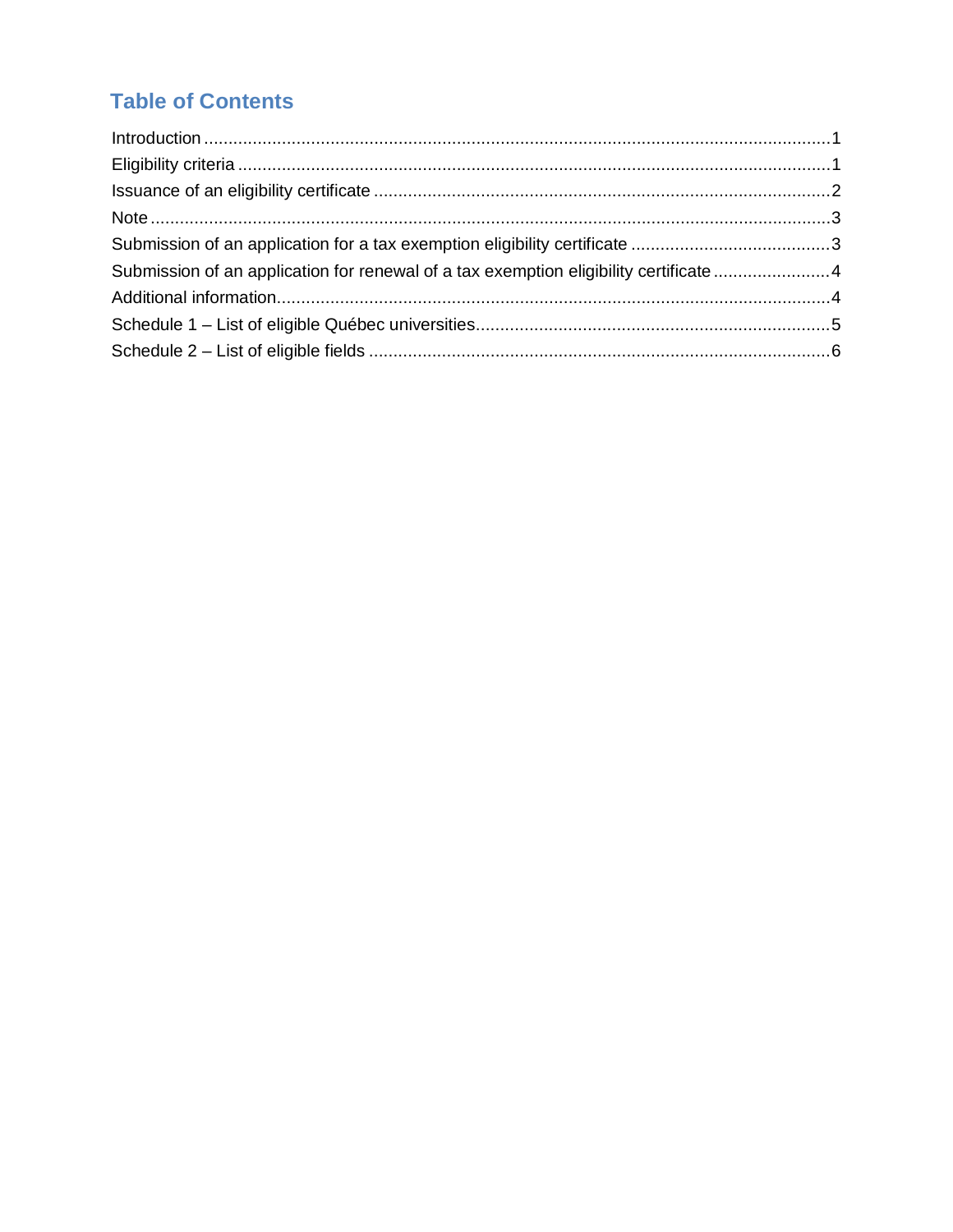## Table of Contents

Introduction ........................................................................................................ 1
Eligibility criteria ................................................................................................. 1
Issuance of an eligibility certificate ..................................................................... 2
Note ................................................................................................................... 3
Submission of an application for a tax exemption eligibility certificate .................. 3
Submission of an application for renewal of a tax exemption eligibility certificate ...... 4
Additional information ........................................................................................ 4
Schedule 1 – List of eligible Québec universities ................................................ 5
Schedule 2 – List of eligible fields ...................................................................... 6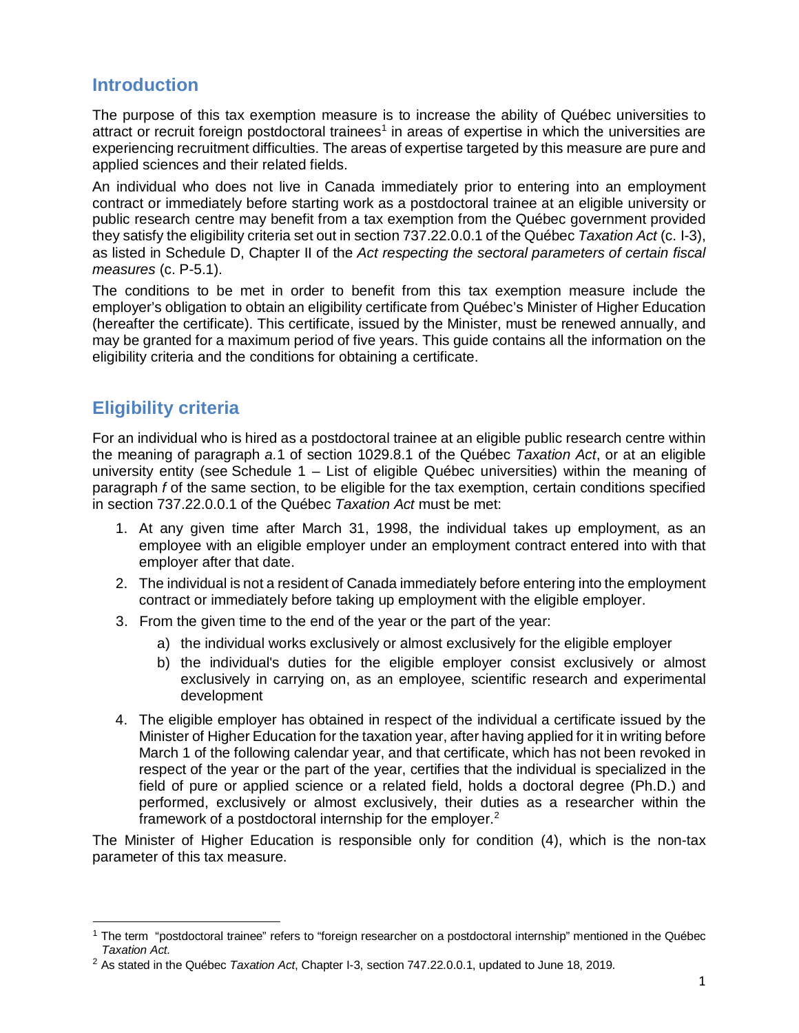## Introduction

The purpose of this tax exemption measure is to increase the ability of Québec universities to attract or recruit foreign postdoctoral trainees[1] in areas of expertise in which the universities are experiencing recruitment difficulties. The areas of expertise targeted by this measure are pure and applied sciences and their related fields.

An individual who does not live in Canada immediately prior to entering into an employment contract or immediately before starting work as a postdoctoral trainee at an eligible university or public research centre may benefit from a tax exemption from the Québec government provided they satisfy the eligibility criteria set out in section 737.22.0.0.1 of the Québec *Taxation Act* (c. I-3), as listed in Schedule D, Chapter II of the *Act respecting the sectoral parameters of certain fiscal measures* (c. P-5.1).

The conditions to be met in order to benefit from this tax exemption measure include the employer's obligation to obtain an eligibility certificate from Québec's Minister of Higher Education (hereafter the certificate). This certificate, issued by the Minister, must be renewed annually, and may be granted for a maximum period of five years. This guide contains all the information on the eligibility criteria and the conditions for obtaining a certificate.

## Eligibility criteria

For an individual who is hired as a postdoctoral trainee at an eligible public research centre within the meaning of paragraph *a*.1 of section 1029.8.1 of the Québec *Taxation Act*, or at an eligible university entity (see Schedule 1 – List of eligible Québec universities) within the meaning of paragraph *f* of the same section, to be eligible for the tax exemption, certain conditions specified in section 737.22.0.0.1 of the Québec *Taxation Act* must be met:

1. At any given time after March 31, 1998, the individual takes up employment, as an employee with an eligible employer under an employment contract entered into with that employer after that date.
2. The individual is not a resident of Canada immediately before entering into the employment contract or immediately before taking up employment with the eligible employer.
3. From the given time to the end of the year or the part of the year:
   a) the individual works exclusively or almost exclusively for the eligible employer
   b) the individual's duties for the eligible employer consist exclusively or almost exclusively in carrying on, as an employee, scientific research and experimental development
4. The eligible employer has obtained in respect of the individual a certificate issued by the Minister of Higher Education for the taxation year, after having applied for it in writing before March 1 of the following calendar year, and that certificate, which has not been revoked in respect of the year or the part of the year, certifies that the individual is specialized in the field of pure or applied science or a related field, holds a doctoral degree (Ph.D.) and performed, exclusively or almost exclusively, their duties as a researcher within the framework of a postdoctoral internship for the employer.[2]

The Minister of Higher Education is responsible only for condition (4), which is the non-tax parameter of this tax measure.

---

[1] The term "postdoctoral trainee" refers to "foreign researcher on a postdoctoral internship" mentioned in the Québec *Taxation Act.*

[2] As stated in the Québec *Taxation Act*, Chapter I-3, section 747.22.0.0.1, updated to June 18, 2019.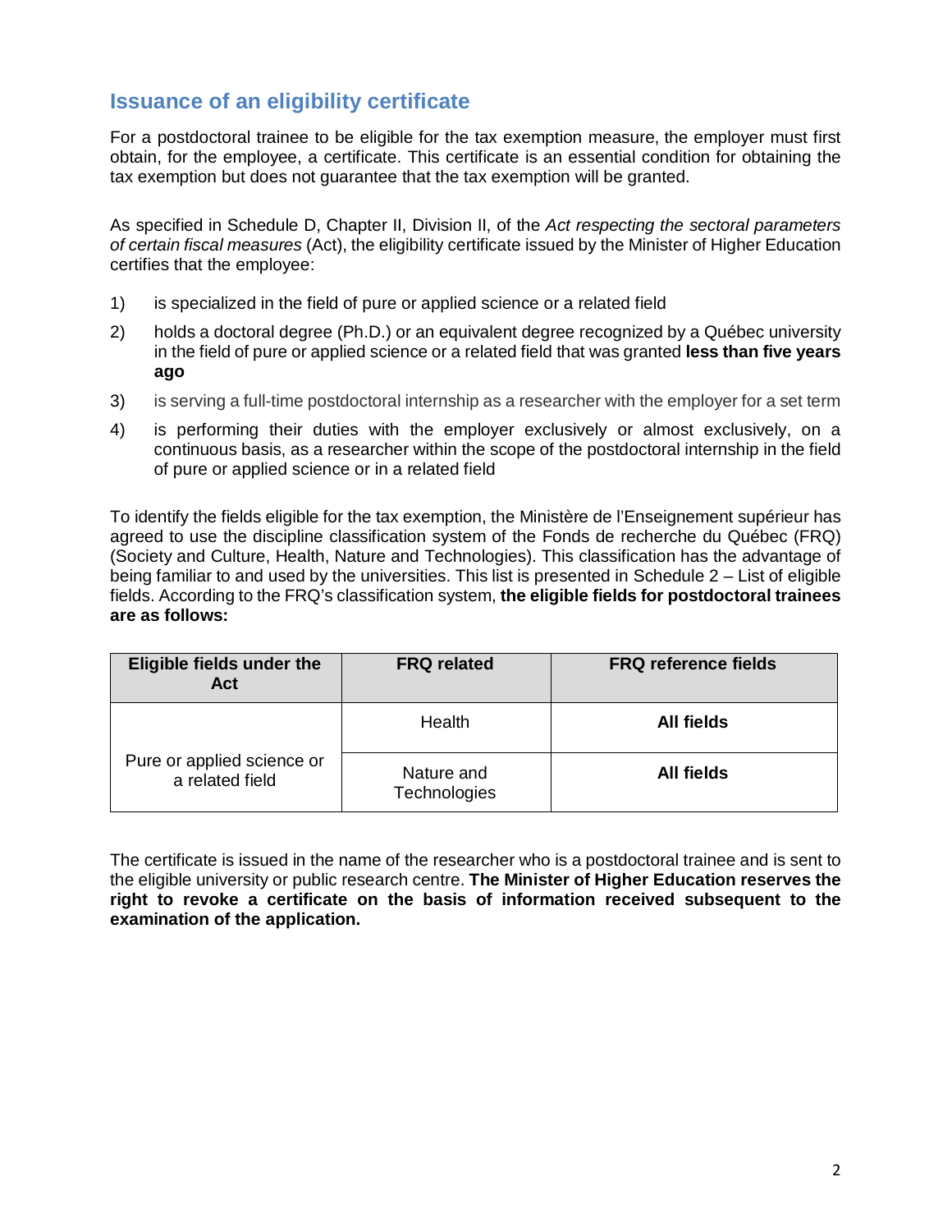## Issuance of an eligibility certificate

For a postdoctoral trainee to be eligible for the tax exemption measure, the employer must first obtain, for the employee, a certificate. This certificate is an essential condition for obtaining the tax exemption but does not guarantee that the tax exemption will be granted.

As specified in Schedule D, Chapter II, Division II, of the *Act respecting the sectoral parameters of certain fiscal measures* (Act), the eligibility certificate issued by the Minister of Higher Education certifies that the employee:

1) is specialized in the field of pure or applied science or a related field
2) holds a doctoral degree (Ph.D.) or an equivalent degree recognized by a Québec university in the field of pure or applied science or a related field that was granted **less than five years ago**
3) is serving a full-time postdoctoral internship as a researcher with the employer for a set term
4) is performing their duties with the employer exclusively or almost exclusively, on a continuous basis, as a researcher within the scope of the postdoctoral internship in the field of pure or applied science or in a related field

To identify the fields eligible for the tax exemption, the Ministère de l'Enseignement supérieur has agreed to use the discipline classification system of the Fonds de recherche du Québec (FRQ) (Society and Culture, Health, Nature and Technologies). This classification has the advantage of being familiar to and used by the universities. This list is presented in Schedule 2 – List of eligible fields. According to the FRQ's classification system, **the eligible fields for postdoctoral trainees are as follows:**

| Eligible fields under the Act | FRQ related | FRQ reference fields |
|---|---|---|
| Pure or applied science or a related field | Health | **All fields** |
| | Nature and Technologies | **All fields** |

The certificate is issued in the name of the researcher who is a postdoctoral trainee and is sent to the eligible university or public research centre. **The Minister of Higher Education reserves the right to revoke a certificate on the basis of information received subsequent to the examination of the application.**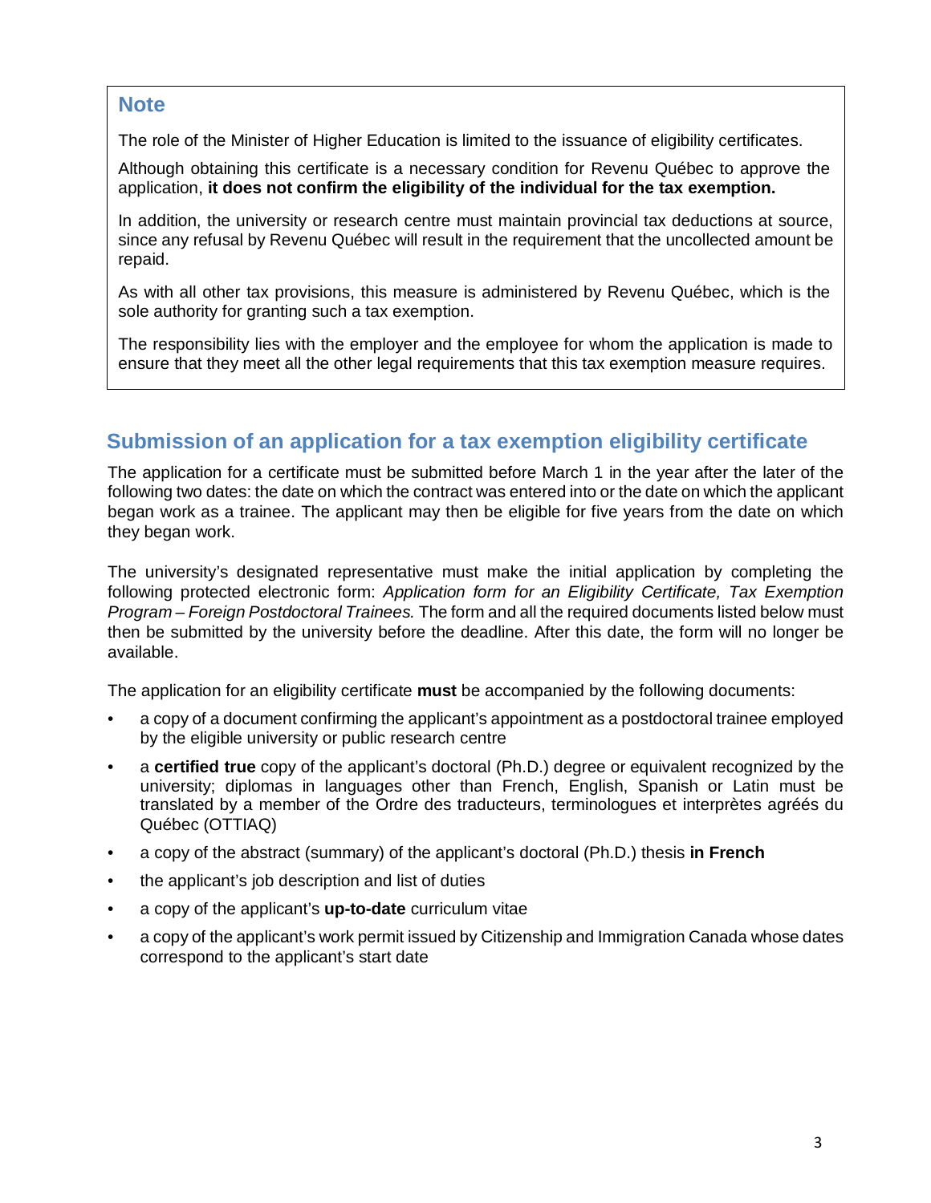## Note

The role of the Minister of Higher Education is limited to the issuance of eligibility certificates.

Although obtaining this certificate is a necessary condition for Revenu Québec to approve the application, **it does not confirm the eligibility of the individual for the tax exemption.**

In addition, the university or research centre must maintain provincial tax deductions at source, since any refusal by Revenu Québec will result in the requirement that the uncollected amount be repaid.

As with all other tax provisions, this measure is administered by Revenu Québec, which is the sole authority for granting such a tax exemption.

The responsibility lies with the employer and the employee for whom the application is made to ensure that they meet all the other legal requirements that this tax exemption measure requires.

## Submission of an application for a tax exemption eligibility certificate

The application for a certificate must be submitted before March 1 in the year after the later of the following two dates: the date on which the contract was entered into or the date on which the applicant began work as a trainee. The applicant may then be eligible for five years from the date on which they began work.

The university's designated representative must make the initial application by completing the following protected electronic form: *Application form for an Eligibility Certificate, Tax Exemption Program – Foreign Postdoctoral Trainees.* The form and all the required documents listed below must then be submitted by the university before the deadline. After this date, the form will no longer be available.

The application for an eligibility certificate **must** be accompanied by the following documents:

- a copy of a document confirming the applicant's appointment as a postdoctoral trainee employed by the eligible university or public research centre
- a **certified true** copy of the applicant's doctoral (Ph.D.) degree or equivalent recognized by the university; diplomas in languages other than French, English, Spanish or Latin must be translated by a member of the Ordre des traducteurs, terminologues et interprètes agréés du Québec (OTTIAQ)
- a copy of the abstract (summary) of the applicant's doctoral (Ph.D.) thesis **in French**
- the applicant's job description and list of duties
- a copy of the applicant's **up-to-date** curriculum vitae
- a copy of the applicant's work permit issued by Citizenship and Immigration Canada whose dates correspond to the applicant's start date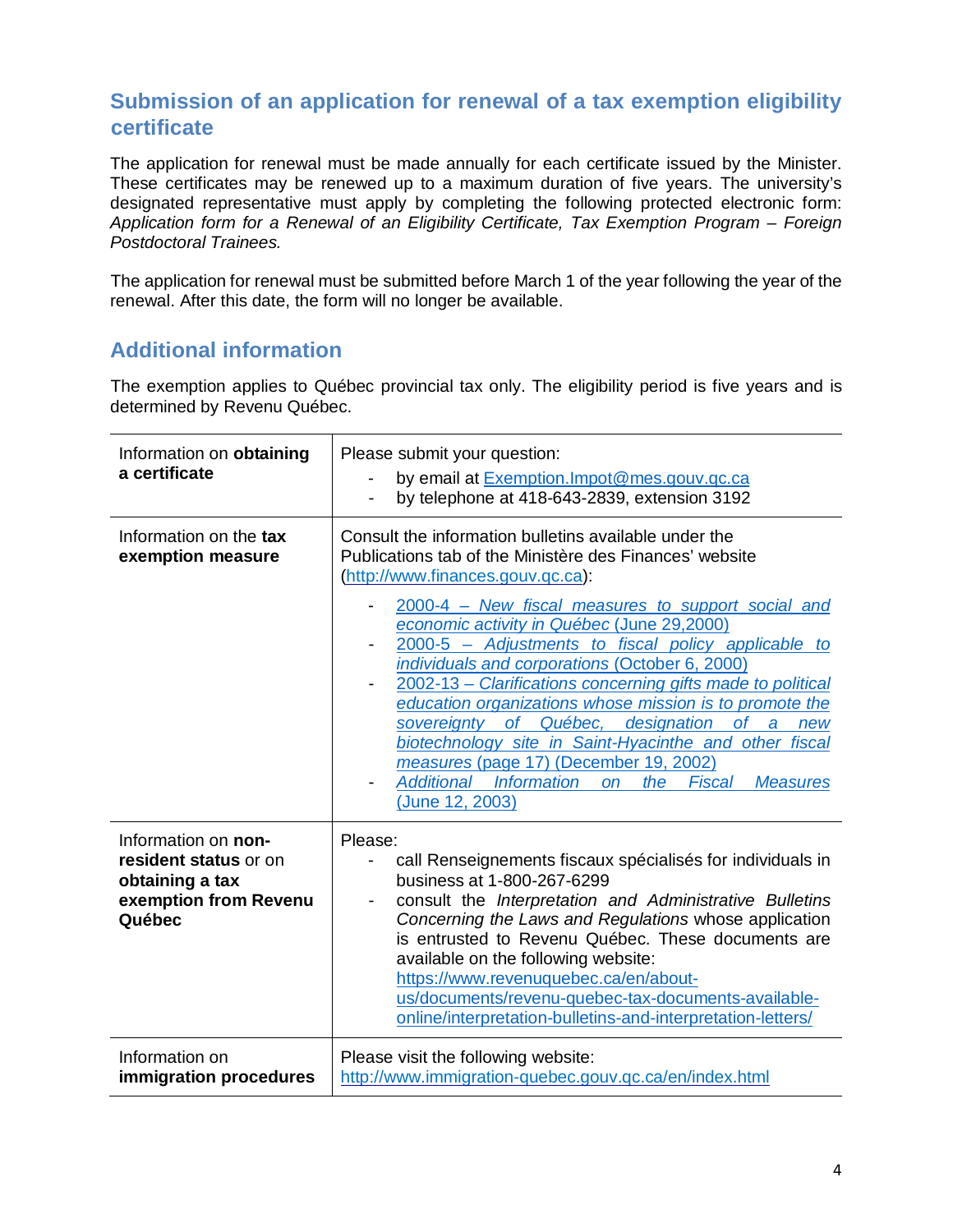## Submission of an application for renewal of a tax exemption eligibility certificate

The application for renewal must be made annually for each certificate issued by the Minister. These certificates may be renewed up to a maximum duration of five years. The university's designated representative must apply by completing the following protected electronic form: *Application form for a Renewal of an Eligibility Certificate, Tax Exemption Program – Foreign Postdoctoral Trainees.*

The application for renewal must be submitted before March 1 of the year following the year of the renewal. After this date, the form will no longer be available.

## Additional information

The exemption applies to Québec provincial tax only. The eligibility period is five years and is determined by Revenu Québec.

| | |
|---|---|
| Information on **obtaining a certificate** | Please submit your question:<br>- by email at Exemption.Impot@mes.gouv.qc.ca<br>- by telephone at 418-643-2839, extension 3192 |
| Information on the **tax exemption measure** | Consult the information bulletins available under the Publications tab of the Ministère des Finances' website (http://www.finances.gouv.qc.ca):<br>- *2000-4 – New fiscal measures to support social and economic activity in Québec* (June 29,2000)<br>- *2000-5 – Adjustments to fiscal policy applicable to individuals and corporations* (October 6, 2000)<br>- *2002-13 – Clarifications concerning gifts made to political education organizations whose mission is to promote the sovereignty of Québec, designation of a new biotechnology site in Saint-Hyacinthe and other fiscal measures* (page 17) (December 19, 2002)<br>- *Additional Information on the Fiscal Measures* (June 12, 2003) |
| Information on **non-resident status** or on **obtaining a tax exemption from Revenu Québec** | Please:<br>- call Renseignements fiscaux spécialisés for individuals in business at 1-800-267-6299<br>- consult the *Interpretation and Administrative Bulletins Concerning the Laws and Regulations* whose application is entrusted to Revenu Québec. These documents are available on the following website: https://www.revenuquebec.ca/en/about-us/documents/revenu-quebec-tax-documents-available-online/interpretation-bulletins-and-interpretation-letters/ |
| Information on **immigration procedures** | Please visit the following website:<br>http://www.immigration-quebec.gouv.qc.ca/en/index.html |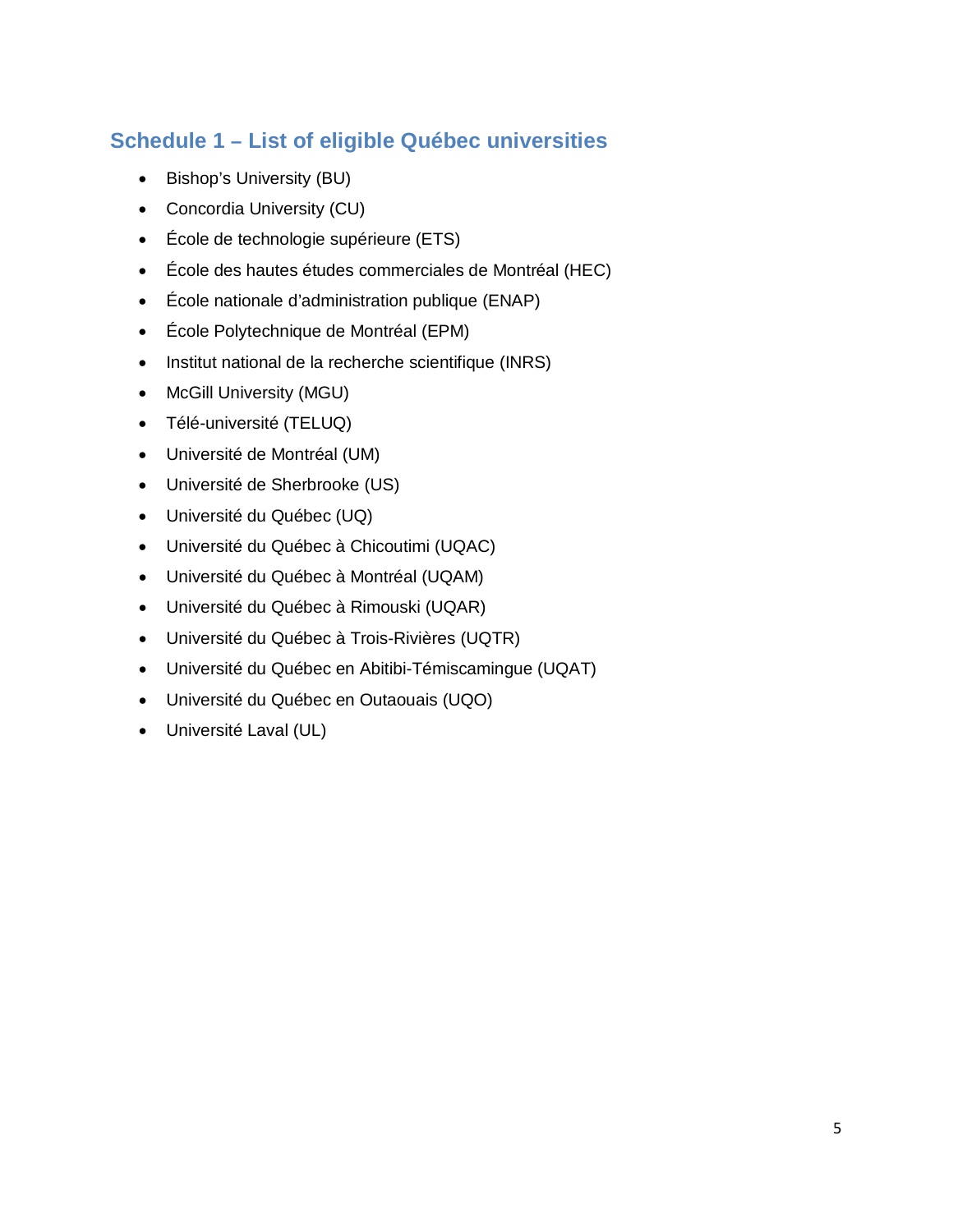## Schedule 1 – List of eligible Québec universities

- Bishop's University (BU)
- Concordia University (CU)
- École de technologie supérieure (ETS)
- École des hautes études commerciales de Montréal (HEC)
- École nationale d'administration publique (ENAP)
- École Polytechnique de Montréal (EPM)
- Institut national de la recherche scientifique (INRS)
- McGill University (MGU)
- Télé-université (TELUQ)
- Université de Montréal (UM)
- Université de Sherbrooke (US)
- Université du Québec (UQ)
- Université du Québec à Chicoutimi (UQAC)
- Université du Québec à Montréal (UQAM)
- Université du Québec à Rimouski (UQAR)
- Université du Québec à Trois-Rivières (UQTR)
- Université du Québec en Abitibi-Témiscamingue (UQAT)
- Université du Québec en Outaouais (UQO)
- Université Laval (UL)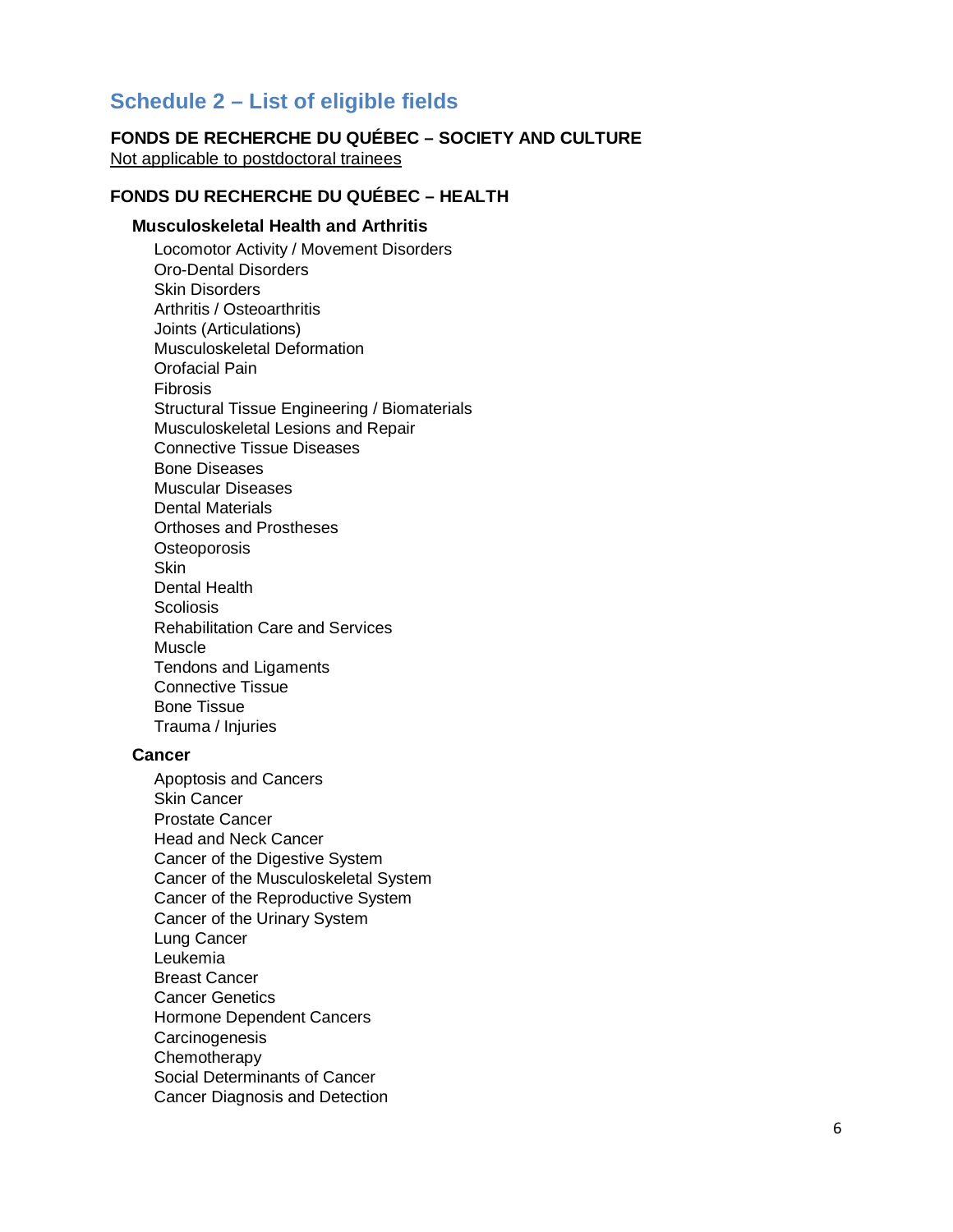## Schedule 2 – List of eligible fields

### FONDS DE RECHERCHE DU QUÉBEC – SOCIETY AND CULTURE

Not applicable to postdoctoral trainees

### FONDS DU RECHERCHE DU QUÉBEC – HEALTH

#### Musculoskeletal Health and Arthritis

- Locomotor Activity / Movement Disorders
- Oro-Dental Disorders
- Skin Disorders
- Arthritis / Osteoarthritis
- Joints (Articulations)
- Musculoskeletal Deformation
- Orofacial Pain
- Fibrosis
- Structural Tissue Engineering / Biomaterials
- Musculoskeletal Lesions and Repair
- Connective Tissue Diseases
- Bone Diseases
- Muscular Diseases
- Dental Materials
- Orthoses and Prostheses
- Osteoporosis
- Skin
- Dental Health
- Scoliosis
- Rehabilitation Care and Services
- Muscle
- Tendons and Ligaments
- Connective Tissue
- Bone Tissue
- Trauma / Injuries

#### Cancer

- Apoptosis and Cancers
- Skin Cancer
- Prostate Cancer
- Head and Neck Cancer
- Cancer of the Digestive System
- Cancer of the Musculoskeletal System
- Cancer of the Reproductive System
- Cancer of the Urinary System
- Lung Cancer
- Leukemia
- Breast Cancer
- Cancer Genetics
- Hormone Dependent Cancers
- Carcinogenesis
- Chemotherapy
- Social Determinants of Cancer
- Cancer Diagnosis and Detection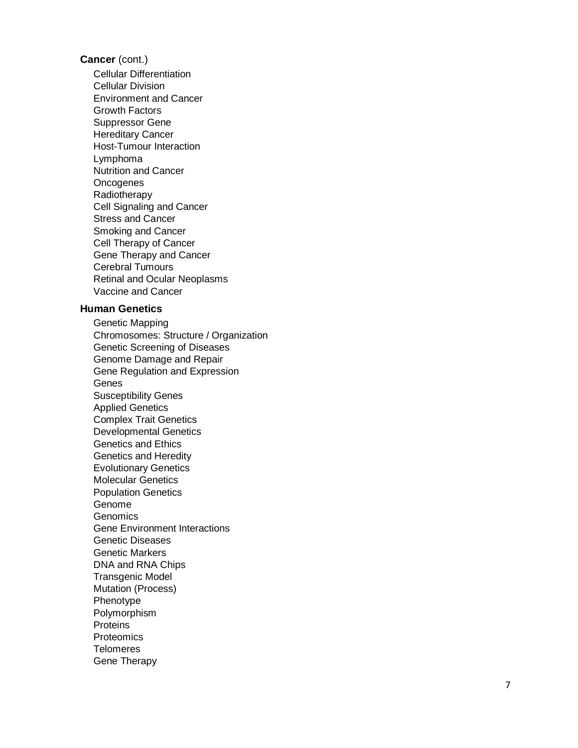**Cancer** (cont.)

- Cellular Differentiation
- Cellular Division
- Environment and Cancer
- Growth Factors
- Suppressor Gene
- Hereditary Cancer
- Host-Tumour Interaction
- Lymphoma
- Nutrition and Cancer
- Oncogenes
- Radiotherapy
- Cell Signaling and Cancer
- Stress and Cancer
- Smoking and Cancer
- Cell Therapy of Cancer
- Gene Therapy and Cancer
- Cerebral Tumours
- Retinal and Ocular Neoplasms
- Vaccine and Cancer

**Human Genetics**

- Genetic Mapping
- Chromosomes: Structure / Organization
- Genetic Screening of Diseases
- Genome Damage and Repair
- Gene Regulation and Expression
- Genes
- Susceptibility Genes
- Applied Genetics
- Complex Trait Genetics
- Developmental Genetics
- Genetics and Ethics
- Genetics and Heredity
- Evolutionary Genetics
- Molecular Genetics
- Population Genetics
- Genome
- Genomics
- Gene Environment Interactions
- Genetic Diseases
- Genetic Markers
- DNA and RNA Chips
- Transgenic Model
- Mutation (Process)
- Phenotype
- Polymorphism
- Proteins
- Proteomics
- Telomeres
- Gene Therapy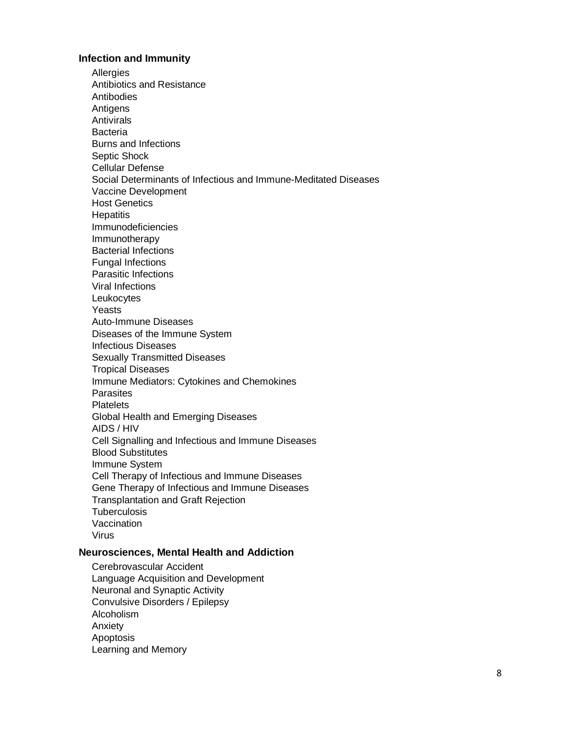**Infection and Immunity**

- Allergies
- Antibiotics and Resistance
- Antibodies
- Antigens
- Antivirals
- Bacteria
- Burns and Infections
- Septic Shock
- Cellular Defense
- Social Determinants of Infectious and Immune-Meditated Diseases
- Vaccine Development
- Host Genetics
- Hepatitis
- Immunodeficiencies
- Immunotherapy
- Bacterial Infections
- Fungal Infections
- Parasitic Infections
- Viral Infections
- Leukocytes
- Yeasts
- Auto-Immune Diseases
- Diseases of the Immune System
- Infectious Diseases
- Sexually Transmitted Diseases
- Tropical Diseases
- Immune Mediators: Cytokines and Chemokines
- Parasites
- Platelets
- Global Health and Emerging Diseases
- AIDS / HIV
- Cell Signalling and Infectious and Immune Diseases
- Blood Substitutes
- Immune System
- Cell Therapy of Infectious and Immune Diseases
- Gene Therapy of Infectious and Immune Diseases
- Transplantation and Graft Rejection
- Tuberculosis
- Vaccination
- Virus

**Neurosciences, Mental Health and Addiction**

- Cerebrovascular Accident
- Language Acquisition and Development
- Neuronal and Synaptic Activity
- Convulsive Disorders / Epilepsy
- Alcoholism
- Anxiety
- Apoptosis
- Learning and Memory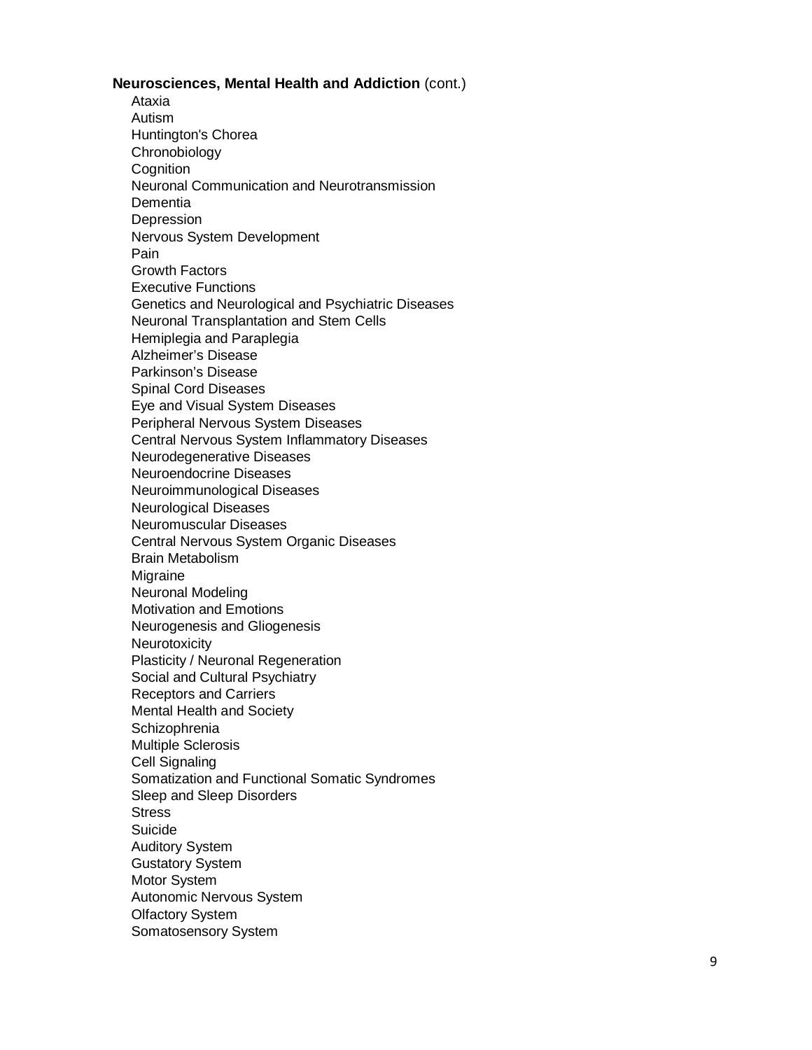**Neurosciences, Mental Health and Addiction** (cont.)

- Ataxia
- Autism
- Huntington's Chorea
- Chronobiology
- Cognition
- Neuronal Communication and Neurotransmission
- Dementia
- Depression
- Nervous System Development
- Pain
- Growth Factors
- Executive Functions
- Genetics and Neurological and Psychiatric Diseases
- Neuronal Transplantation and Stem Cells
- Hemiplegia and Paraplegia
- Alzheimer's Disease
- Parkinson's Disease
- Spinal Cord Diseases
- Eye and Visual System Diseases
- Peripheral Nervous System Diseases
- Central Nervous System Inflammatory Diseases
- Neurodegenerative Diseases
- Neuroendocrine Diseases
- Neuroimmunological Diseases
- Neurological Diseases
- Neuromuscular Diseases
- Central Nervous System Organic Diseases
- Brain Metabolism
- Migraine
- Neuronal Modeling
- Motivation and Emotions
- Neurogenesis and Gliogenesis
- Neurotoxicity
- Plasticity / Neuronal Regeneration
- Social and Cultural Psychiatry
- Receptors and Carriers
- Mental Health and Society
- Schizophrenia
- Multiple Sclerosis
- Cell Signaling
- Somatization and Functional Somatic Syndromes
- Sleep and Sleep Disorders
- Stress
- Suicide
- Auditory System
- Gustatory System
- Motor System
- Autonomic Nervous System
- Olfactory System
- Somatosensory System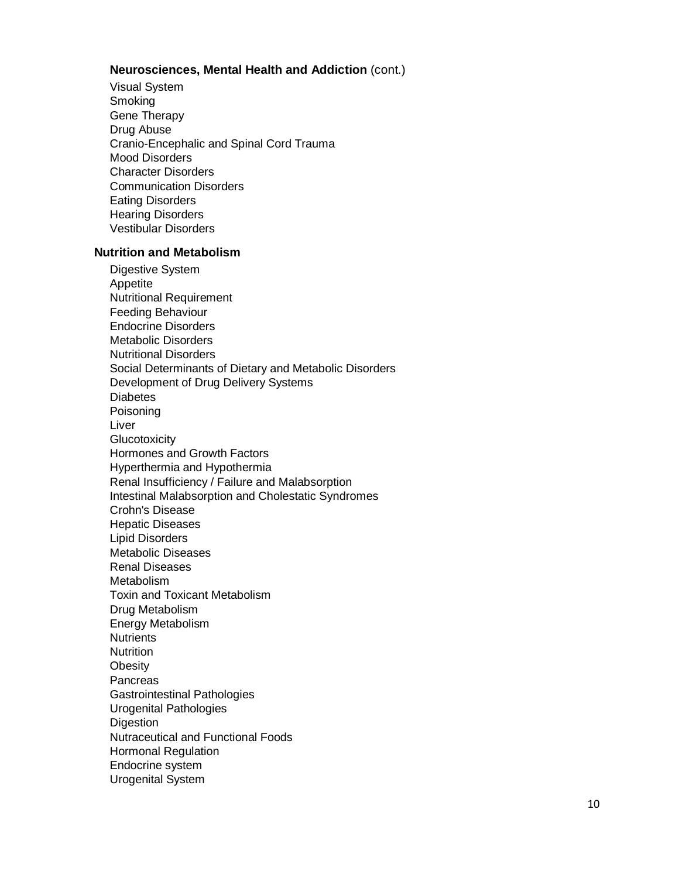**Neurosciences, Mental Health and Addiction** (cont.)

Visual System
Smoking
Gene Therapy
Drug Abuse
Cranio-Encephalic and Spinal Cord Trauma
Mood Disorders
Character Disorders
Communication Disorders
Eating Disorders
Hearing Disorders
Vestibular Disorders

**Nutrition and Metabolism**

Digestive System
Appetite
Nutritional Requirement
Feeding Behaviour
Endocrine Disorders
Metabolic Disorders
Nutritional Disorders
Social Determinants of Dietary and Metabolic Disorders
Development of Drug Delivery Systems
Diabetes
Poisoning
Liver
Glucotoxicity
Hormones and Growth Factors
Hyperthermia and Hypothermia
Renal Insufficiency / Failure and Malabsorption
Intestinal Malabsorption and Cholestatic Syndromes
Crohn's Disease
Hepatic Diseases
Lipid Disorders
Metabolic Diseases
Renal Diseases
Metabolism
Toxin and Toxicant Metabolism
Drug Metabolism
Energy Metabolism
Nutrients
Nutrition
Obesity
Pancreas
Gastrointestinal Pathologies
Urogenital Pathologies
Digestion
Nutraceutical and Functional Foods
Hormonal Regulation
Endocrine system
Urogenital System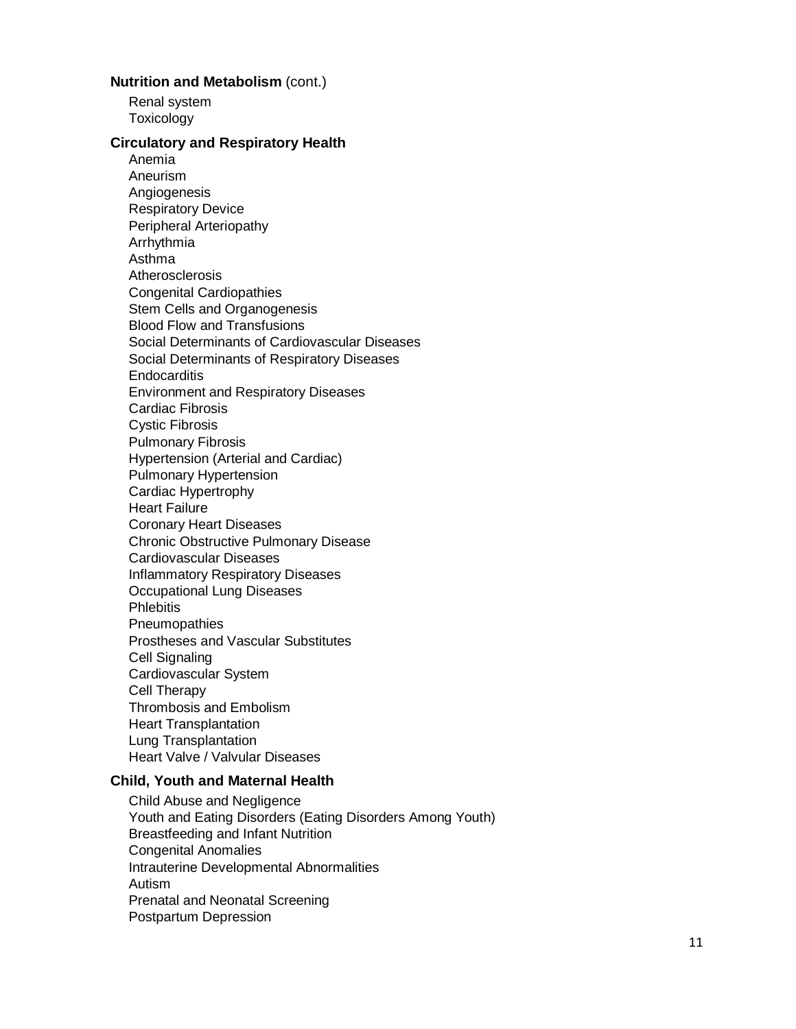**Nutrition and Metabolism** (cont.)

- Renal system
- Toxicology

**Circulatory and Respiratory Health**

- Anemia
- Aneurism
- Angiogenesis
- Respiratory Device
- Peripheral Arteriopathy
- Arrhythmia
- Asthma
- Atherosclerosis
- Congenital Cardiopathies
- Stem Cells and Organogenesis
- Blood Flow and Transfusions
- Social Determinants of Cardiovascular Diseases
- Social Determinants of Respiratory Diseases
- Endocarditis
- Environment and Respiratory Diseases
- Cardiac Fibrosis
- Cystic Fibrosis
- Pulmonary Fibrosis
- Hypertension (Arterial and Cardiac)
- Pulmonary Hypertension
- Cardiac Hypertrophy
- Heart Failure
- Coronary Heart Diseases
- Chronic Obstructive Pulmonary Disease
- Cardiovascular Diseases
- Inflammatory Respiratory Diseases
- Occupational Lung Diseases
- Phlebitis
- Pneumopathies
- Prostheses and Vascular Substitutes
- Cell Signaling
- Cardiovascular System
- Cell Therapy
- Thrombosis and Embolism
- Heart Transplantation
- Lung Transplantation
- Heart Valve / Valvular Diseases

**Child, Youth and Maternal Health**

- Child Abuse and Negligence
- Youth and Eating Disorders (Eating Disorders Among Youth)
- Breastfeeding and Infant Nutrition
- Congenital Anomalies
- Intrauterine Developmental Abnormalities
- Autism
- Prenatal and Neonatal Screening
- Postpartum Depression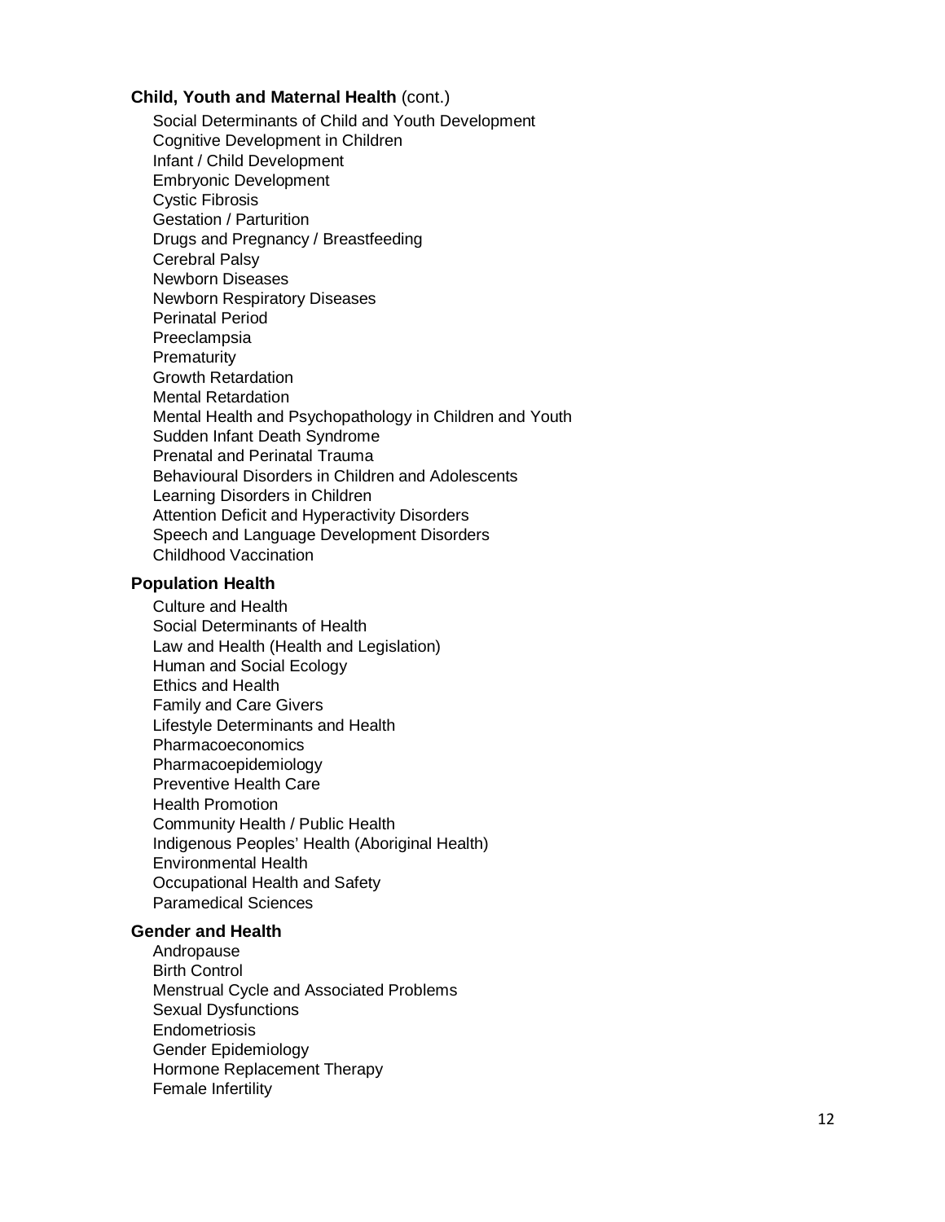**Child, Youth and Maternal Health** (cont.)

- Social Determinants of Child and Youth Development
- Cognitive Development in Children
- Infant / Child Development
- Embryonic Development
- Cystic Fibrosis
- Gestation / Parturition
- Drugs and Pregnancy / Breastfeeding
- Cerebral Palsy
- Newborn Diseases
- Newborn Respiratory Diseases
- Perinatal Period
- Preeclampsia
- Prematurity
- Growth Retardation
- Mental Retardation
- Mental Health and Psychopathology in Children and Youth
- Sudden Infant Death Syndrome
- Prenatal and Perinatal Trauma
- Behavioural Disorders in Children and Adolescents
- Learning Disorders in Children
- Attention Deficit and Hyperactivity Disorders
- Speech and Language Development Disorders
- Childhood Vaccination

**Population Health**

- Culture and Health
- Social Determinants of Health
- Law and Health (Health and Legislation)
- Human and Social Ecology
- Ethics and Health
- Family and Care Givers
- Lifestyle Determinants and Health
- Pharmacoeconomics
- Pharmacoepidemiology
- Preventive Health Care
- Health Promotion
- Community Health / Public Health
- Indigenous Peoples' Health (Aboriginal Health)
- Environmental Health
- Occupational Health and Safety
- Paramedical Sciences

**Gender and Health**

- Andropause
- Birth Control
- Menstrual Cycle and Associated Problems
- Sexual Dysfunctions
- Endometriosis
- Gender Epidemiology
- Hormone Replacement Therapy
- Female Infertility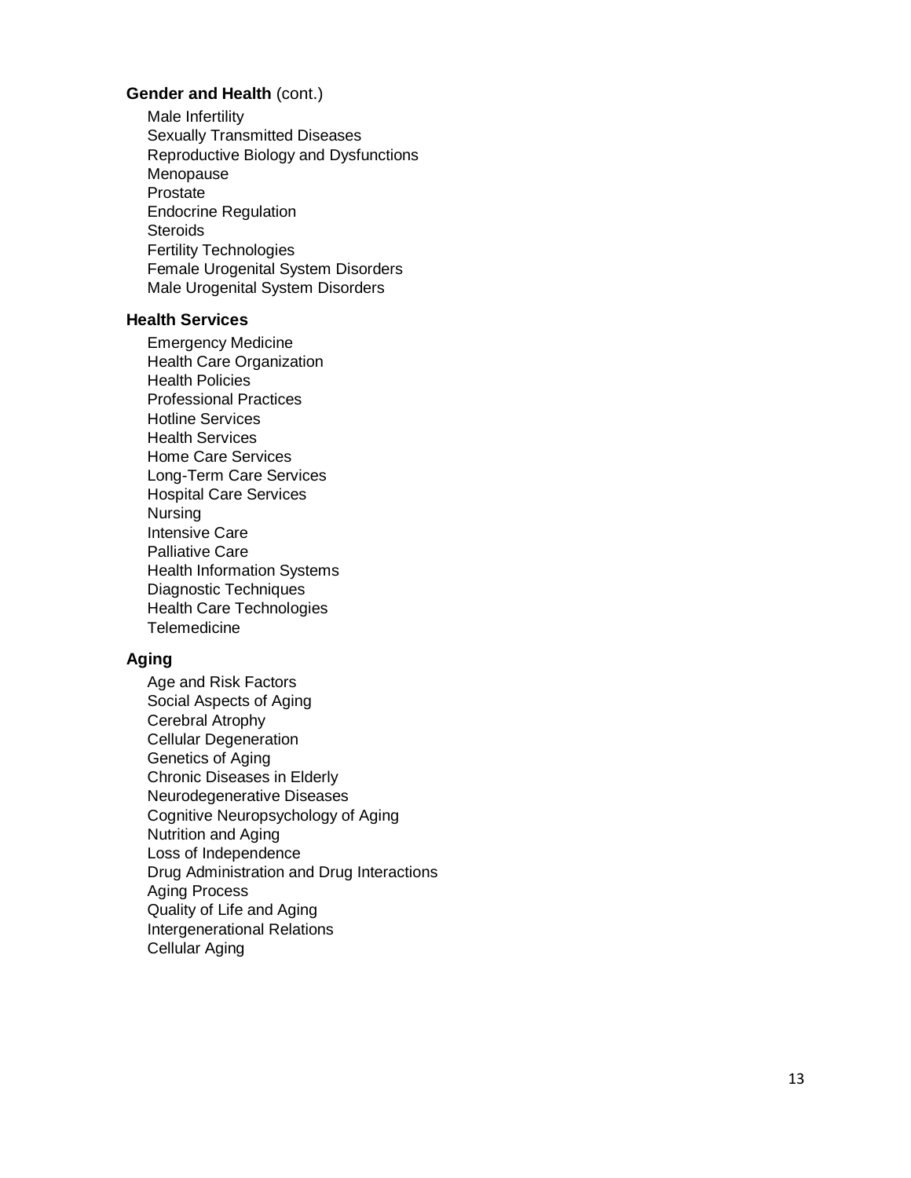**Gender and Health** (cont.)

- Male Infertility
- Sexually Transmitted Diseases
- Reproductive Biology and Dysfunctions
- Menopause
- Prostate
- Endocrine Regulation
- Steroids
- Fertility Technologies
- Female Urogenital System Disorders
- Male Urogenital System Disorders

**Health Services**

- Emergency Medicine
- Health Care Organization
- Health Policies
- Professional Practices
- Hotline Services
- Health Services
- Home Care Services
- Long-Term Care Services
- Hospital Care Services
- Nursing
- Intensive Care
- Palliative Care
- Health Information Systems
- Diagnostic Techniques
- Health Care Technologies
- Telemedicine

**Aging**

- Age and Risk Factors
- Social Aspects of Aging
- Cerebral Atrophy
- Cellular Degeneration
- Genetics of Aging
- Chronic Diseases in Elderly
- Neurodegenerative Diseases
- Cognitive Neuropsychology of Aging
- Nutrition and Aging
- Loss of Independence
- Drug Administration and Drug Interactions
- Aging Process
- Quality of Life and Aging
- Intergenerational Relations
- Cellular Aging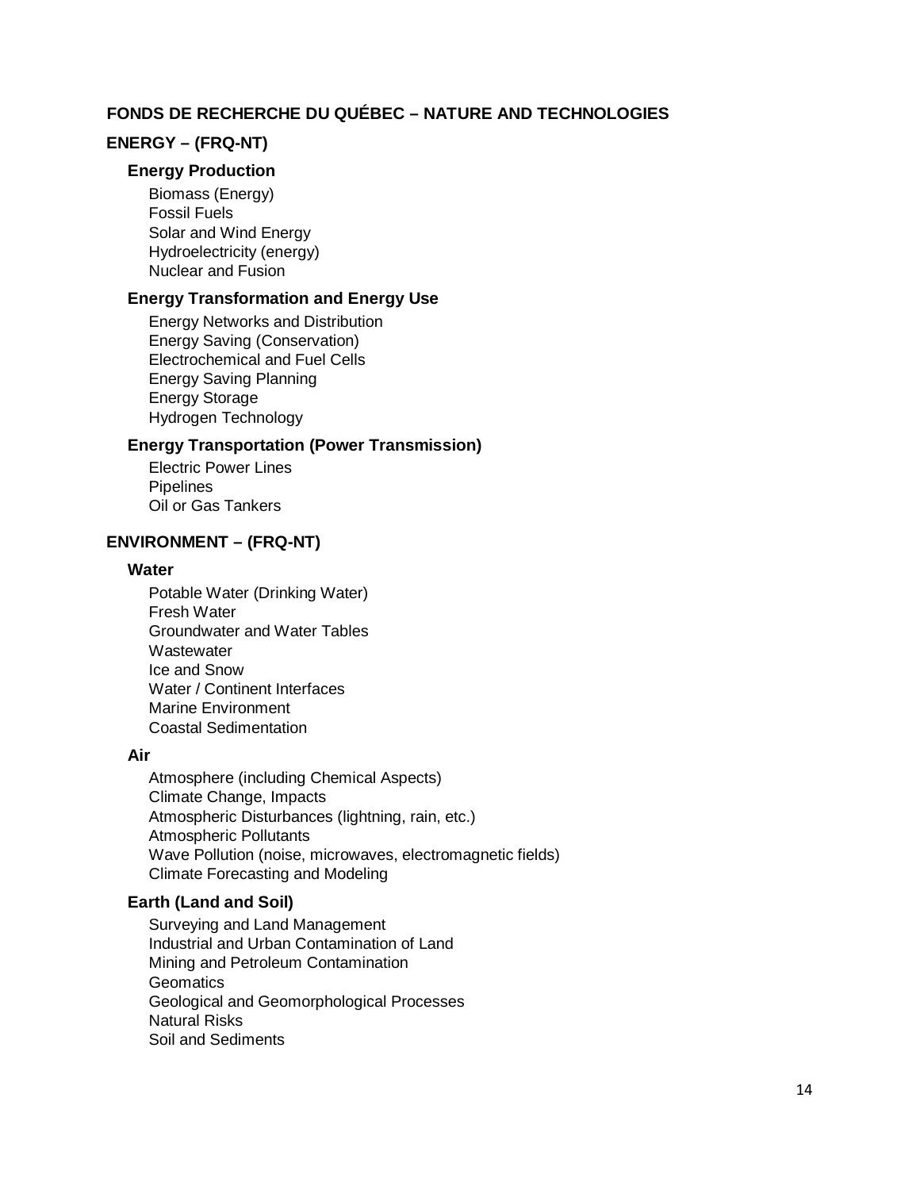## FONDS DE RECHERCHE DU QUÉBEC – NATURE AND TECHNOLOGIES

### ENERGY – (FRQ-NT)

#### Energy Production

- Biomass (Energy)
- Fossil Fuels
- Solar and Wind Energy
- Hydroelectricity (energy)
- Nuclear and Fusion

#### Energy Transformation and Energy Use

- Energy Networks and Distribution
- Energy Saving (Conservation)
- Electrochemical and Fuel Cells
- Energy Saving Planning
- Energy Storage
- Hydrogen Technology

#### Energy Transportation (Power Transmission)

- Electric Power Lines
- Pipelines
- Oil or Gas Tankers

### ENVIRONMENT – (FRQ-NT)

#### Water

- Potable Water (Drinking Water)
- Fresh Water
- Groundwater and Water Tables
- Wastewater
- Ice and Snow
- Water / Continent Interfaces
- Marine Environment
- Coastal Sedimentation

#### Air

- Atmosphere (including Chemical Aspects)
- Climate Change, Impacts
- Atmospheric Disturbances (lightning, rain, etc.)
- Atmospheric Pollutants
- Wave Pollution (noise, microwaves, electromagnetic fields)
- Climate Forecasting and Modeling

#### Earth (Land and Soil)

- Surveying and Land Management
- Industrial and Urban Contamination of Land
- Mining and Petroleum Contamination
- Geomatics
- Geological and Geomorphological Processes
- Natural Risks
- Soil and Sediments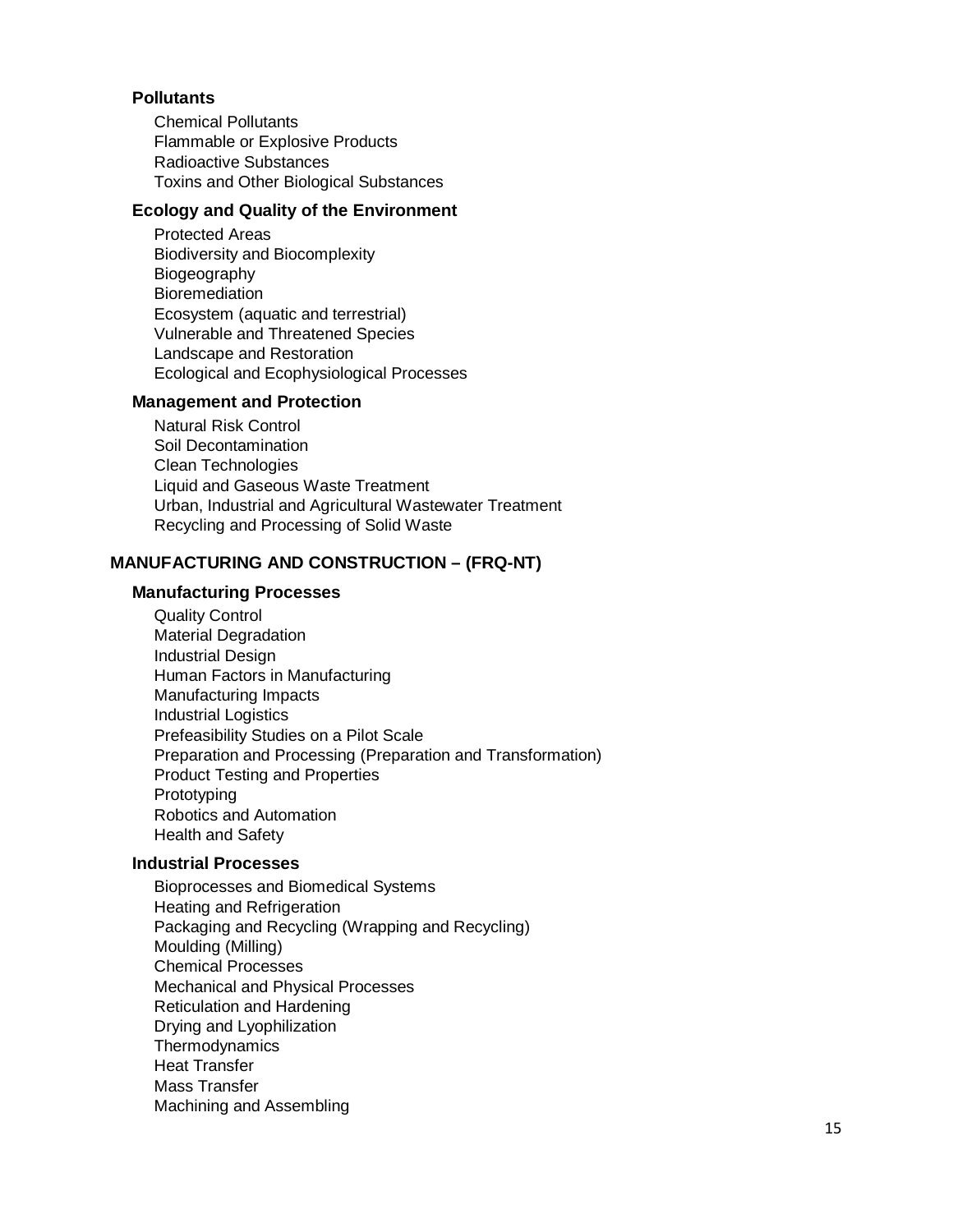### Pollutants

- Chemical Pollutants
- Flammable or Explosive Products
- Radioactive Substances
- Toxins and Other Biological Substances

### Ecology and Quality of the Environment

- Protected Areas
- Biodiversity and Biocomplexity
- Biogeography
- Bioremediation
- Ecosystem (aquatic and terrestrial)
- Vulnerable and Threatened Species
- Landscape and Restoration
- Ecological and Ecophysiological Processes

### Management and Protection

- Natural Risk Control
- Soil Decontamination
- Clean Technologies
- Liquid and Gaseous Waste Treatment
- Urban, Industrial and Agricultural Wastewater Treatment
- Recycling and Processing of Solid Waste

## MANUFACTURING AND CONSTRUCTION – (FRQ-NT)

### Manufacturing Processes

- Quality Control
- Material Degradation
- Industrial Design
- Human Factors in Manufacturing
- Manufacturing Impacts
- Industrial Logistics
- Prefeasibility Studies on a Pilot Scale
- Preparation and Processing (Preparation and Transformation)
- Product Testing and Properties
- Prototyping
- Robotics and Automation
- Health and Safety

### Industrial Processes

- Bioprocesses and Biomedical Systems
- Heating and Refrigeration
- Packaging and Recycling (Wrapping and Recycling)
- Moulding (Milling)
- Chemical Processes
- Mechanical and Physical Processes
- Reticulation and Hardening
- Drying and Lyophilization
- Thermodynamics
- Heat Transfer
- Mass Transfer
- Machining and Assembling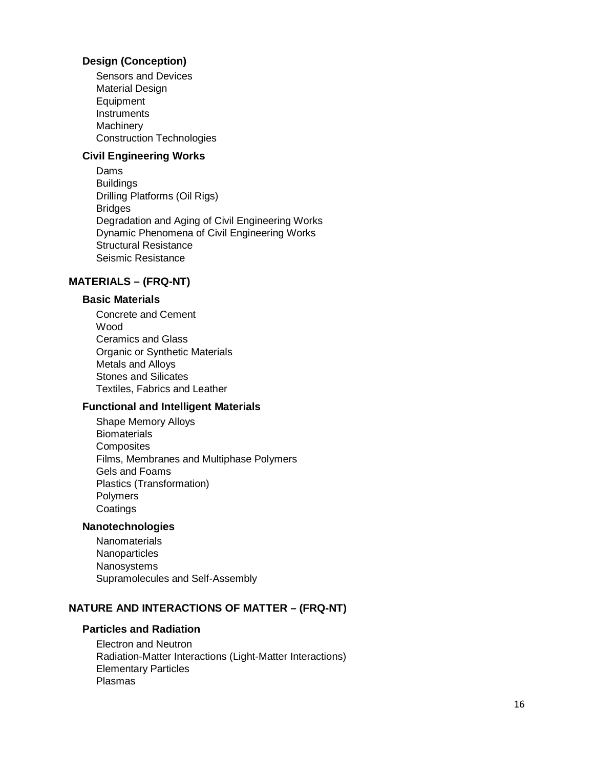### Design (Conception)

Sensors and Devices
Material Design
Equipment
Instruments
Machinery
Construction Technologies

### Civil Engineering Works

Dams
Buildings
Drilling Platforms (Oil Rigs)
Bridges
Degradation and Aging of Civil Engineering Works
Dynamic Phenomena of Civil Engineering Works
Structural Resistance
Seismic Resistance

## MATERIALS – (FRQ-NT)

### Basic Materials

Concrete and Cement
Wood
Ceramics and Glass
Organic or Synthetic Materials
Metals and Alloys
Stones and Silicates
Textiles, Fabrics and Leather

### Functional and Intelligent Materials

Shape Memory Alloys
Biomaterials
Composites
Films, Membranes and Multiphase Polymers
Gels and Foams
Plastics (Transformation)
Polymers
Coatings

### Nanotechnologies

Nanomaterials
Nanoparticles
Nanosystems
Supramolecules and Self-Assembly

## NATURE AND INTERACTIONS OF MATTER – (FRQ-NT)

### Particles and Radiation

Electron and Neutron
Radiation-Matter Interactions (Light-Matter Interactions)
Elementary Particles
Plasmas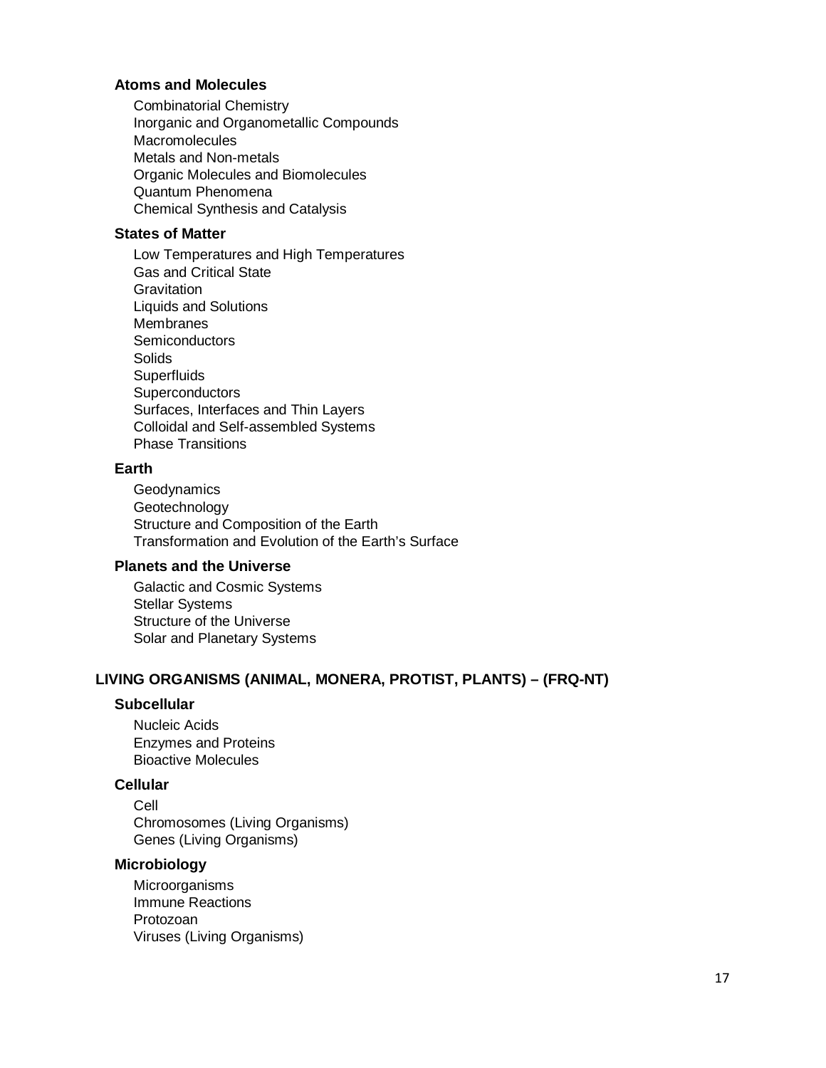### Atoms and Molecules

- Combinatorial Chemistry
- Inorganic and Organometallic Compounds
- Macromolecules
- Metals and Non-metals
- Organic Molecules and Biomolecules
- Quantum Phenomena
- Chemical Synthesis and Catalysis

### States of Matter

- Low Temperatures and High Temperatures
- Gas and Critical State
- Gravitation
- Liquids and Solutions
- Membranes
- Semiconductors
- Solids
- Superfluids
- Superconductors
- Surfaces, Interfaces and Thin Layers
- Colloidal and Self-assembled Systems
- Phase Transitions

### Earth

- Geodynamics
- Geotechnology
- Structure and Composition of the Earth
- Transformation and Evolution of the Earth's Surface

### Planets and the Universe

- Galactic and Cosmic Systems
- Stellar Systems
- Structure of the Universe
- Solar and Planetary Systems

## LIVING ORGANISMS (ANIMAL, MONERA, PROTIST, PLANTS) – (FRQ-NT)

### Subcellular

- Nucleic Acids
- Enzymes and Proteins
- Bioactive Molecules

### Cellular

- Cell
- Chromosomes (Living Organisms)
- Genes (Living Organisms)

### Microbiology

- Microorganisms
- Immune Reactions
- Protozoan
- Viruses (Living Organisms)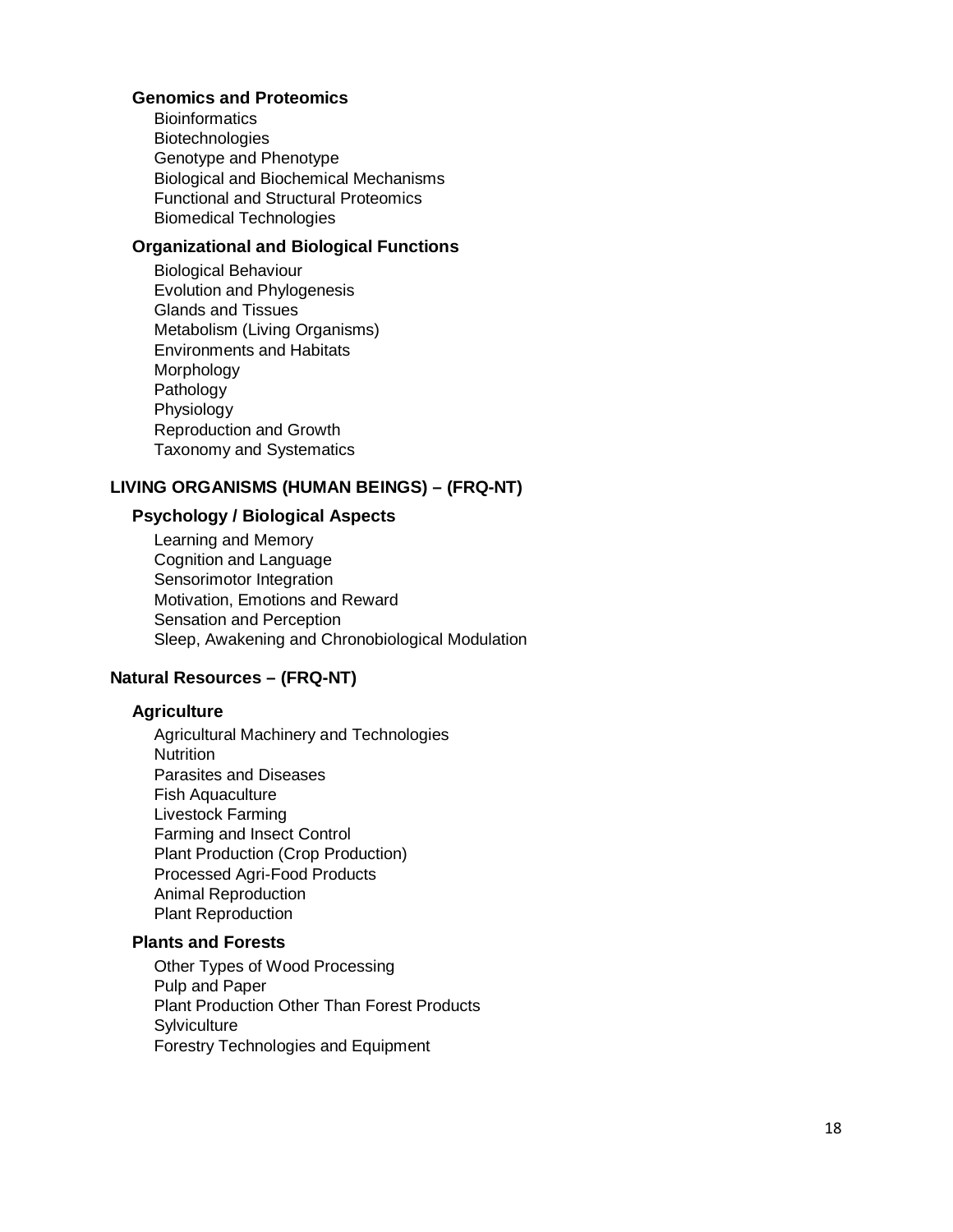### Genomics and Proteomics

- Bioinformatics
- Biotechnologies
- Genotype and Phenotype
- Biological and Biochemical Mechanisms
- Functional and Structural Proteomics
- Biomedical Technologies

### Organizational and Biological Functions

- Biological Behaviour
- Evolution and Phylogenesis
- Glands and Tissues
- Metabolism (Living Organisms)
- Environments and Habitats
- Morphology
- Pathology
- Physiology
- Reproduction and Growth
- Taxonomy and Systematics

## LIVING ORGANISMS (HUMAN BEINGS) – (FRQ-NT)

### Psychology / Biological Aspects

- Learning and Memory
- Cognition and Language
- Sensorimotor Integration
- Motivation, Emotions and Reward
- Sensation and Perception
- Sleep, Awakening and Chronobiological Modulation

## Natural Resources – (FRQ-NT)

### Agriculture

- Agricultural Machinery and Technologies
- Nutrition
- Parasites and Diseases
- Fish Aquaculture
- Livestock Farming
- Farming and Insect Control
- Plant Production (Crop Production)
- Processed Agri-Food Products
- Animal Reproduction
- Plant Reproduction

### Plants and Forests

- Other Types of Wood Processing
- Pulp and Paper
- Plant Production Other Than Forest Products
- Sylviculture
- Forestry Technologies and Equipment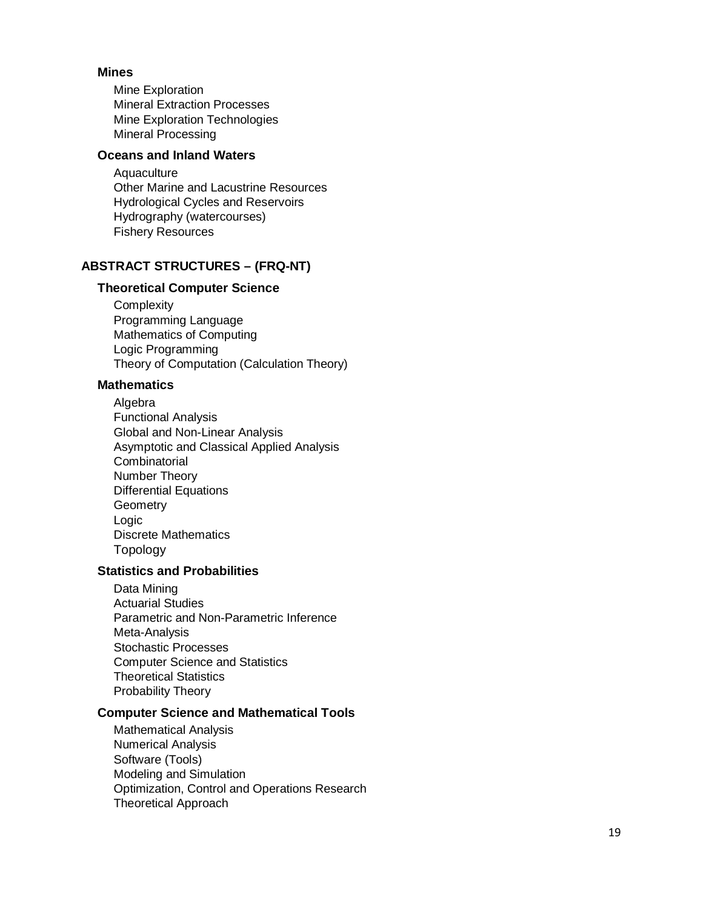### Mines

- Mine Exploration
- Mineral Extraction Processes
- Mine Exploration Technologies
- Mineral Processing

### Oceans and Inland Waters

- Aquaculture
- Other Marine and Lacustrine Resources
- Hydrological Cycles and Reservoirs
- Hydrography (watercourses)
- Fishery Resources

## ABSTRACT STRUCTURES – (FRQ-NT)

### Theoretical Computer Science

- Complexity
- Programming Language
- Mathematics of Computing
- Logic Programming
- Theory of Computation (Calculation Theory)

### Mathematics

- Algebra
- Functional Analysis
- Global and Non-Linear Analysis
- Asymptotic and Classical Applied Analysis
- Combinatorial
- Number Theory
- Differential Equations
- Geometry
- Logic
- Discrete Mathematics
- Topology

### Statistics and Probabilities

- Data Mining
- Actuarial Studies
- Parametric and Non-Parametric Inference
- Meta-Analysis
- Stochastic Processes
- Computer Science and Statistics
- Theoretical Statistics
- Probability Theory

### Computer Science and Mathematical Tools

- Mathematical Analysis
- Numerical Analysis
- Software (Tools)
- Modeling and Simulation
- Optimization, Control and Operations Research
- Theoretical Approach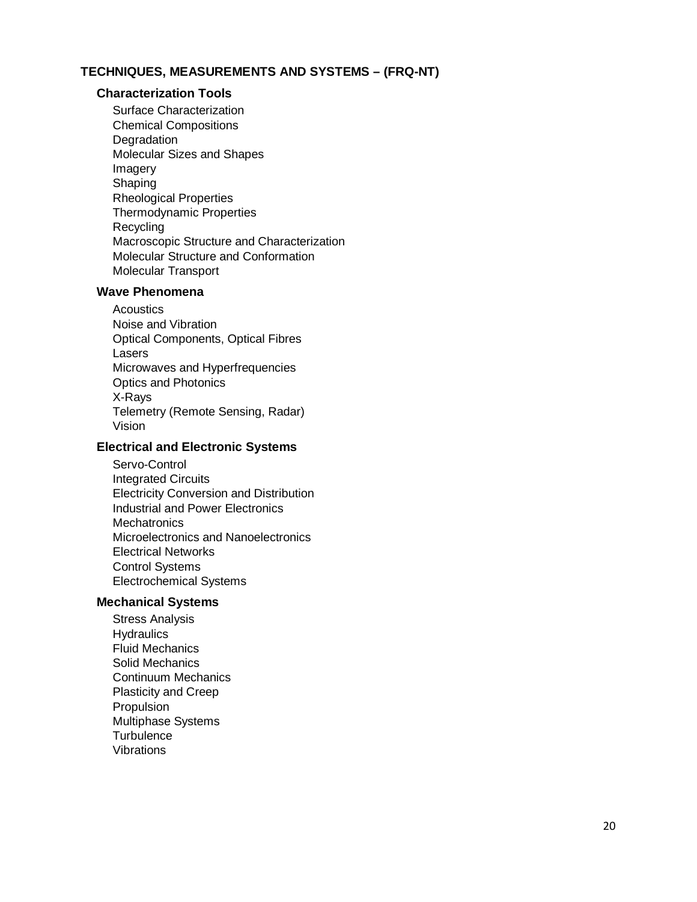## TECHNIQUES, MEASUREMENTS AND SYSTEMS – (FRQ-NT)

### Characterization Tools

- Surface Characterization
- Chemical Compositions
- Degradation
- Molecular Sizes and Shapes
- Imagery
- Shaping
- Rheological Properties
- Thermodynamic Properties
- Recycling
- Macroscopic Structure and Characterization
- Molecular Structure and Conformation
- Molecular Transport

### Wave Phenomena

- Acoustics
- Noise and Vibration
- Optical Components, Optical Fibres
- Lasers
- Microwaves and Hyperfrequencies
- Optics and Photonics
- X-Rays
- Telemetry (Remote Sensing, Radar)
- Vision

### Electrical and Electronic Systems

- Servo-Control
- Integrated Circuits
- Electricity Conversion and Distribution
- Industrial and Power Electronics
- Mechatronics
- Microelectronics and Nanoelectronics
- Electrical Networks
- Control Systems
- Electrochemical Systems

### Mechanical Systems

- Stress Analysis
- Hydraulics
- Fluid Mechanics
- Solid Mechanics
- Continuum Mechanics
- Plasticity and Creep
- Propulsion
- Multiphase Systems
- Turbulence
- Vibrations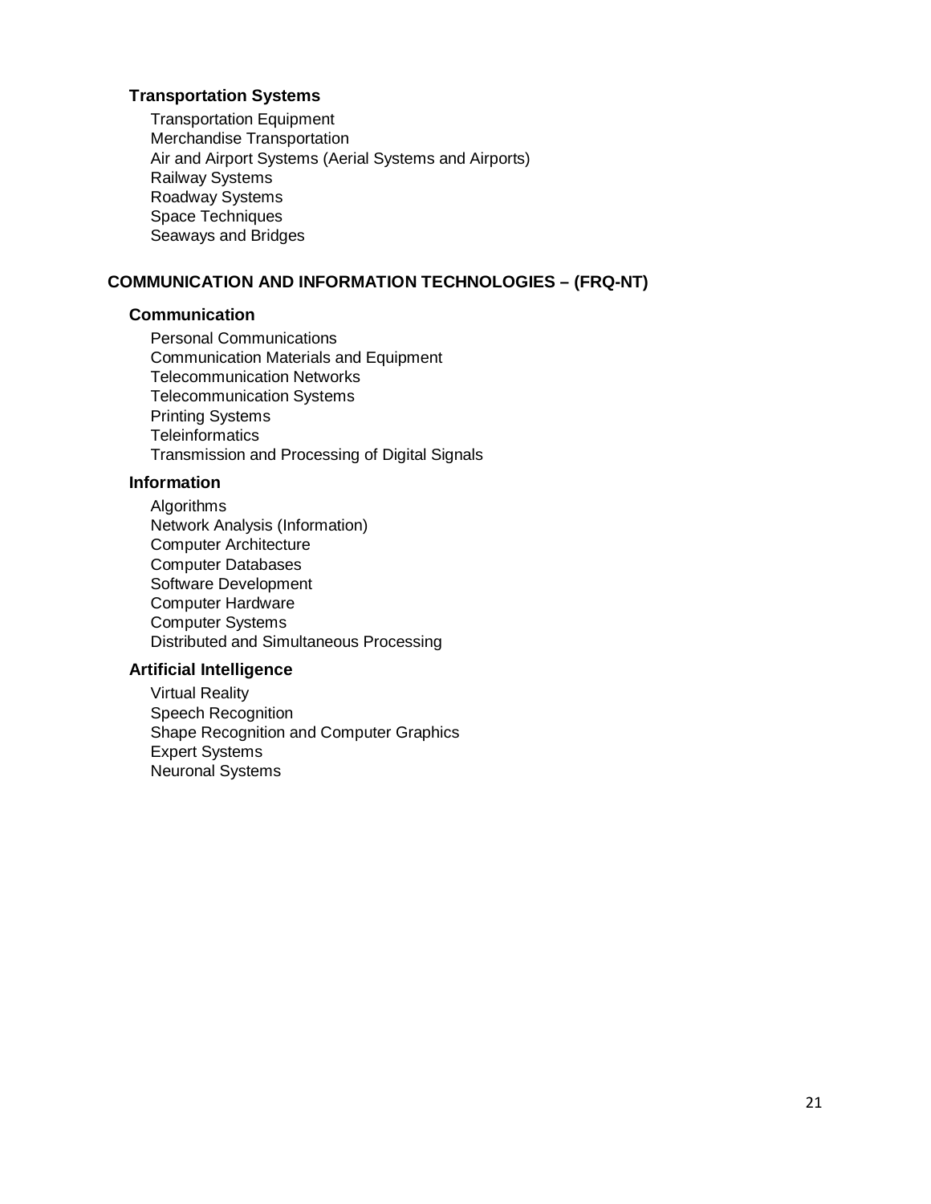### Transportation Systems

- Transportation Equipment
- Merchandise Transportation
- Air and Airport Systems (Aerial Systems and Airports)
- Railway Systems
- Roadway Systems
- Space Techniques
- Seaways and Bridges

## COMMUNICATION AND INFORMATION TECHNOLOGIES – (FRQ-NT)

### Communication

- Personal Communications
- Communication Materials and Equipment
- Telecommunication Networks
- Telecommunication Systems
- Printing Systems
- Teleinformatics
- Transmission and Processing of Digital Signals

### Information

- Algorithms
- Network Analysis (Information)
- Computer Architecture
- Computer Databases
- Software Development
- Computer Hardware
- Computer Systems
- Distributed and Simultaneous Processing

### Artificial Intelligence

- Virtual Reality
- Speech Recognition
- Shape Recognition and Computer Graphics
- Expert Systems
- Neuronal Systems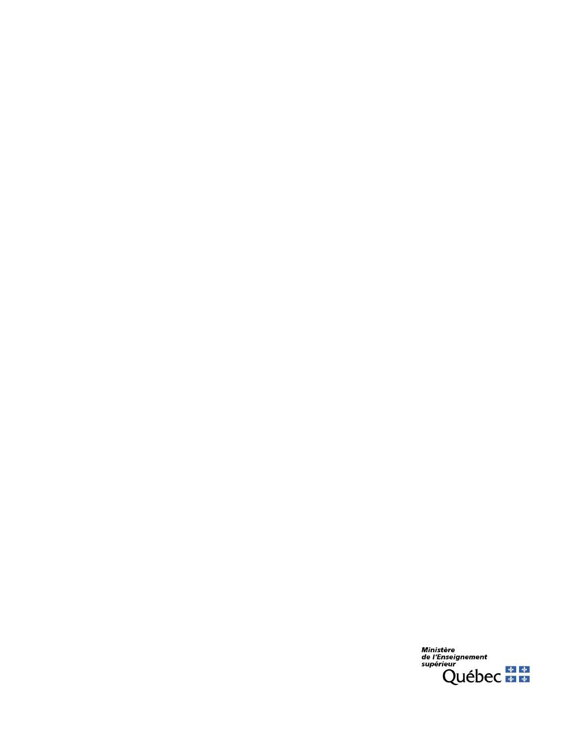Ministère
de l'Enseignement
supérieur
Québec